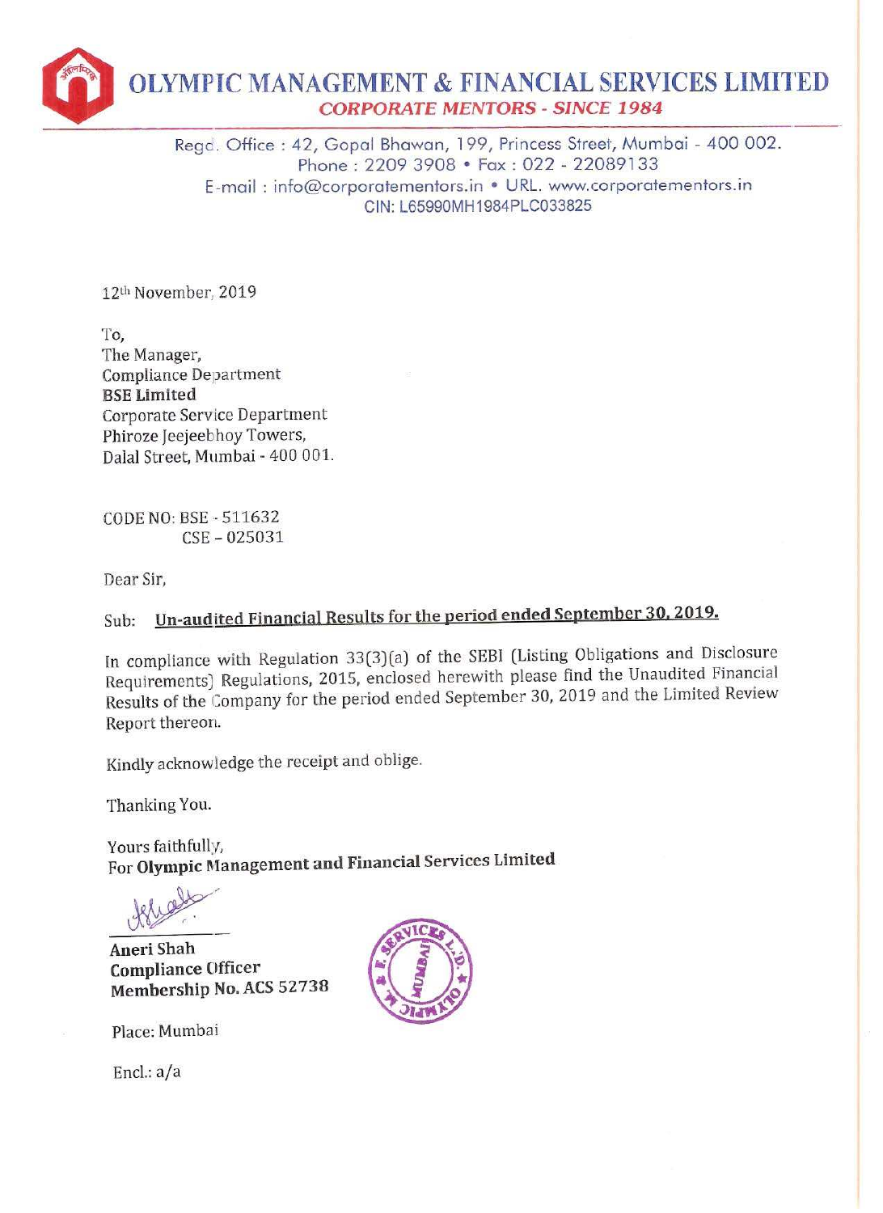# OLYMPIC MANAGEMENT & FINANCIAL SERVICES LIMITED

***CORPORATE MENTORS - SINCE 1984***

Regd. Office : 42, Gopal Bhawan, 199, Princess Street, Mumbai - 400 002.
Phone : 2209 3908 • Fax : 022 - 22089133
E-mail : info@corporatementors.in • URL. www.corporatementors.in
CIN: L65990MH1984PLC033825

12th November, 2019

To,
The Manager,
Compliance Department
**BSE Limited**
Corporate Service Department
Phiroze Jeejeebhoy Towers,
Dalal Street, Mumbai - 400 001.

CODE NO: BSE - 511632
CSE – 025031

Dear Sir,

Sub: **Un-audited Financial Results for the period ended September 30, 2019.**

In compliance with Regulation 33(3)(a) of the SEBI (Listing Obligations and Disclosure Requirements) Regulations, 2015, enclosed herewith please find the Unaudited Financial Results of the Company for the period ended September 30, 2019 and the Limited Review Report thereon.

Kindly acknowledge the receipt and oblige.

Thanking You.

Yours faithfully,
For **Olympic Management and Financial Services Limited**

**Aneri Shah**
**Compliance Officer**
**Membership No. ACS 52738**

Place: Mumbai

Encl.: a/a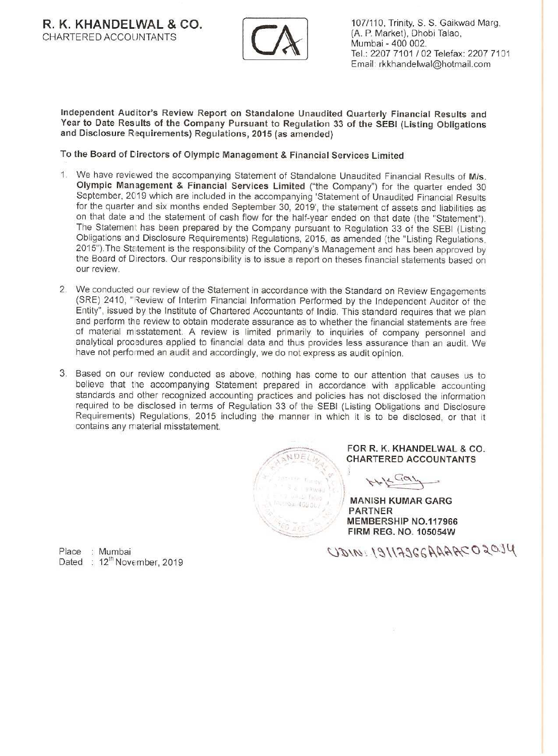**R. K. KHANDELWAL & CO.**
CHARTERED ACCOUNTANTS

107/110, Trinity, S. S. Gaikwad Marg,
(A. P. Market), Dhobi Talao,
Mumbai - 400 002.
Tel.: 2207 7101 / 02 Telefax: 2207 7101
Email: rkkhandelwal@hotmail.com

**Independent Auditor's Review Report on Standalone Unaudited Quarterly Financial Results and Year to Date Results of the Company Pursuant to Regulation 33 of the SEBI (Listing Obligations and Disclosure Requirements) Regulations, 2015 (as amended)**

**To the Board of Directors of Olympic Management & Financial Services Limited**

1. We have reviewed the accompanying Statement of Standalone Unaudited Financial Results of **M/s. Olympic Management & Financial Services Limited** ("the Company") for the quarter ended 30 September, 2019 which are included in the accompanying 'Statement of Unaudited Financial Results for the quarter and six months ended September 30, 2019', the statement of assets and liabilities as on that date and the statement of cash flow for the half-year ended on that date (the "Statement"). The Statement has been prepared by the Company pursuant to Regulation 33 of the SEBI (Listing Obligations and Disclosure Requirements) Regulations, 2015, as amended (the "Listing Regulations, 2015"). The Statement is the responsibility of the Company's Management and has been approved by the Board of Directors. Our responsibility is to issue a report on theses financial statements based on our review.

2. We conducted our review of the Statement in accordance with the Standard on Review Engagements (SRE) 2410, "Review of Interim Financial Information Performed by the Independent Auditor of the Entity", issued by the Institute of Chartered Accountants of India. This standard requires that we plan and perform the review to obtain moderate assurance as to whether the financial statements are free of material misstatement. A review is limited primarily to inquiries of company personnel and analytical procedures applied to financial data and thus provides less assurance than an audit. We have not performed an audit and accordingly, we do not express as audit opinion.

3. Based on our review conducted as above, nothing has come to our attention that causes us to believe that the accompanying Statement prepared in accordance with applicable accounting standards and other recognized accounting practices and policies has not disclosed the information required to be disclosed in terms of Regulation 33 of the SEBI (Listing Obligations and Disclosure Requirements) Regulations, 2015 including the manner in which it is to be disclosed, or that it contains any material misstatement.

**FOR R. K. KHANDELWAL & CO.**
**CHARTERED ACCOUNTANTS**

**MANISH KUMAR GARG**
**PARTNER**
**MEMBERSHIP NO.117966**
**FIRM REG. NO. 105054W**

UDIN: 19117966AAAACO2034

Place : Mumbai
Dated : 12th November, 2019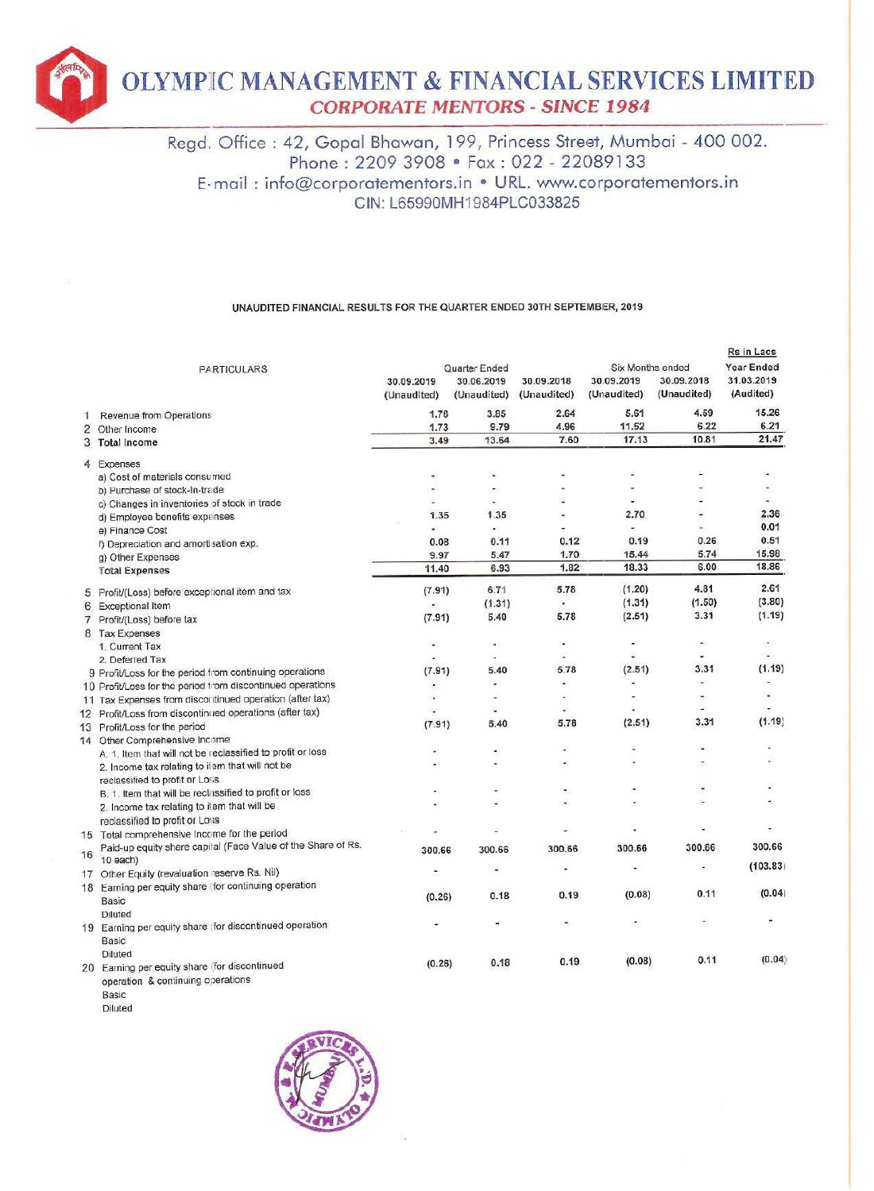# OLYMPIC MANAGEMENT & FINANCIAL SERVICES LIMITED

*CORPORATE MENTORS - SINCE 1984*

Regd. Office : 42, Gopal Bhawan, 199, Princess Street, Mumbai - 400 002.
Phone : 2209 3908 • Fax : 022 - 22089133
E-mail : info@corporatementors.in • URL. www.corporatementors.in
CIN: L65990MH1984PLC033825

**UNAUDITED FINANCIAL RESULTS FOR THE QUARTER ENDED 30TH SEPTEMBER, 2019**

Rs in Lacs

| | PARTICULARS | Quarter Ended | | | Six Months ended | | Year Ended |
|---|---|---|---|---|---|---|---|
| | | 30.09.2019 (Unaudited) | 30.06.2019 (Unaudited) | 30.09.2018 (Unaudited) | 30.09.2019 (Unaudited) | 30.09.2018 (Unaudited) | 31.03.2019 (Audited) |
| 1 | Revenue from Operations | 1.76 | 3.85 | 2.64 | 5.61 | 4.59 | 15.26 |
| 2 | Other Income | 1.73 | 9.79 | 4.96 | 11.52 | 6.22 | 6.21 |
| 3 | **Total Income** | 3.49 | 13.64 | 7.60 | 17.13 | 10.81 | 21.47 |
| 4 | Expenses | | | | | | |
| | a) Cost of materials consumed | - | - | - | - | - | - |
| | b) Purchase of stock-in-trade | - | - | - | - | - | - |
| | c) Changes in inventories of stock in trade | - | - | - | - | - | - |
| | d) Employee benefits expenses | 1.35 | 1.35 | - | 2.70 | - | 2.36 |
| | e) Finance Cost | - | - | - | - | - | 0.01 |
| | f) Depreciation and amortisation exp. | 0.08 | 0.11 | 0.12 | 0.19 | 0.26 | 0.51 |
| | g) Other Expenses | 9.97 | 5.47 | 1.70 | 15.44 | 5.74 | 15.98 |
| | **Total Expenses** | 11.40 | 6.93 | 1.82 | 18.33 | 6.00 | 18.86 |
| 5 | Profit/(Loss) before exceptional item and tax | (7.91) | 6.71 | 5.78 | (1.20) | 4.81 | 2.61 |
| 6 | Exceptional Item | - | (1.31) | - | (1.31) | (1.50) | (3.80) |
| 7 | Profit/(Loss) before tax | (7.91) | 5.40 | 5.78 | (2.51) | 3.31 | (1.19) |
| 8 | Tax Expenses | | | | | | |
| | 1. Current Tax | - | - | - | - | - | - |
| | 2. Deferred Tax | - | - | - | - | - | - |
| 9 | Profit/Loss for the period from continuing operations | (7.91) | 5.40 | 5.78 | (2.51) | 3.31 | (1.19) |
| 10 | Profit/Loss for the period from discontinued operations | - | - | - | - | - | - |
| 11 | Tax Expenses from discontinued operation (after tax) | - | - | - | - | - | - |
| 12 | Profit/Loss from discontinued operations (after tax) | - | - | - | - | - | - |
| 13 | Profit/Loss for the period | (7.91) | 5.40 | 5.78 | (2.51) | 3.31 | (1.19) |
| 14 | Other Comprehensive Income | | | | | | |
| | A. 1. Item that will not be reclassified to profit or loss | - | - | - | - | - | - |
| | 2. Income tax relating to item that will not be reclassified to profit or Loss | - | - | - | - | - | - |
| | B. 1. Item that will be reclassified to profit or loss | - | - | - | - | - | - |
| | 2. Income tax relating to item that will be reclassified to profit or Loss | - | - | - | - | - | - |
| 15 | Total comprehensive Income for the period | - | - | - | - | - | - |
| 16 | Paid-up equity share capital (Face Value of the Share of Rs. 10 each) | 300.66 | 300.66 | 300.66 | 300.66 | 300.66 | 300.66 |
| 17 | Other Equity (revaluation reserve Rs. Nil) | - | - | - | - | - | (103.83) |
| 18 | Earning per equity share (for continuing operation<br>Basic<br>Diluted | (0.26) | 0.18 | 0.19 | (0.08) | 0.11 | (0.04) |
| 19 | Earning per equity share (for discontinued operation<br>Basic<br>Diluted | - | - | - | - | - | - |
| 20 | Earning per equity share (for discontinued operation & continuing operations<br>Basic<br>Diluted | (0.26) | 0.18 | 0.19 | (0.08) | 0.11 | (0.04) |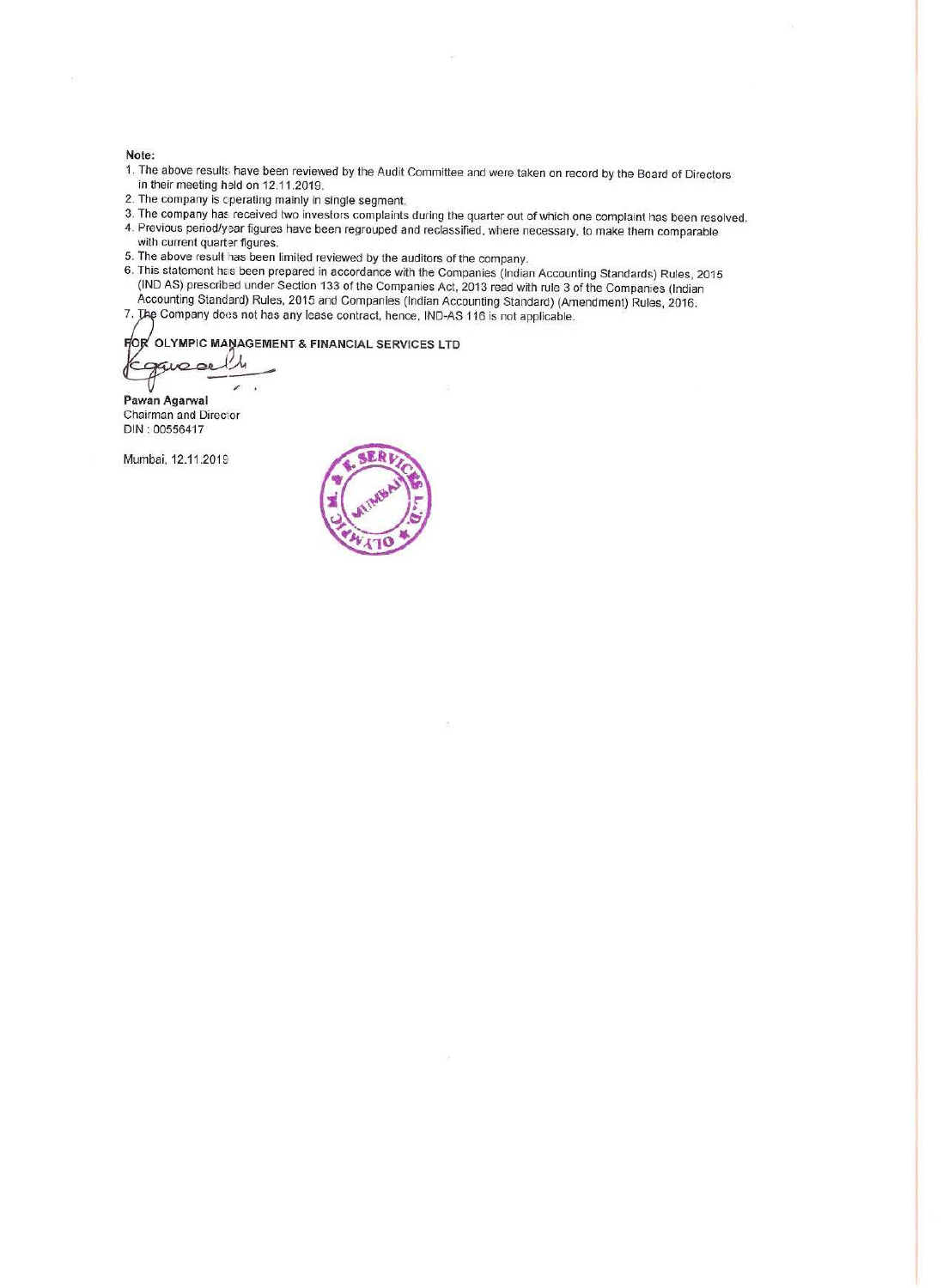**Note:**

1. The above results have been reviewed by the Audit Committee and were taken on record by the Board of Directors in their meeting held on 12.11.2019.
2. The company is operating mainly in single segment.
3. The company has received two investors complaints during the quarter out of which one complaint has been resolved.
4. Previous period/year figures have been regrouped and reclassified, where necessary, to make them comparable with current quarter figures.
5. The above result has been limited reviewed by the auditors of the company.
6. This statement has been prepared in accordance with the Companies (Indian Accounting Standards) Rules, 2015 (IND AS) prescribed under Section 133 of the Companies Act, 2013 read with rule 3 of the Companies (Indian Accounting Standard) Rules, 2015 and Companies (Indian Accounting Standard) (Amendment) Rules, 2016.
7. The Company does not has any lease contract, hence, IND-AS 116 is not applicable.

**FOR OLYMPIC MANAGEMENT & FINANCIAL SERVICES LTD**

**Pawan Agarwal**
Chairman and Director
DIN : 00556417

Mumbai, 12.11.2019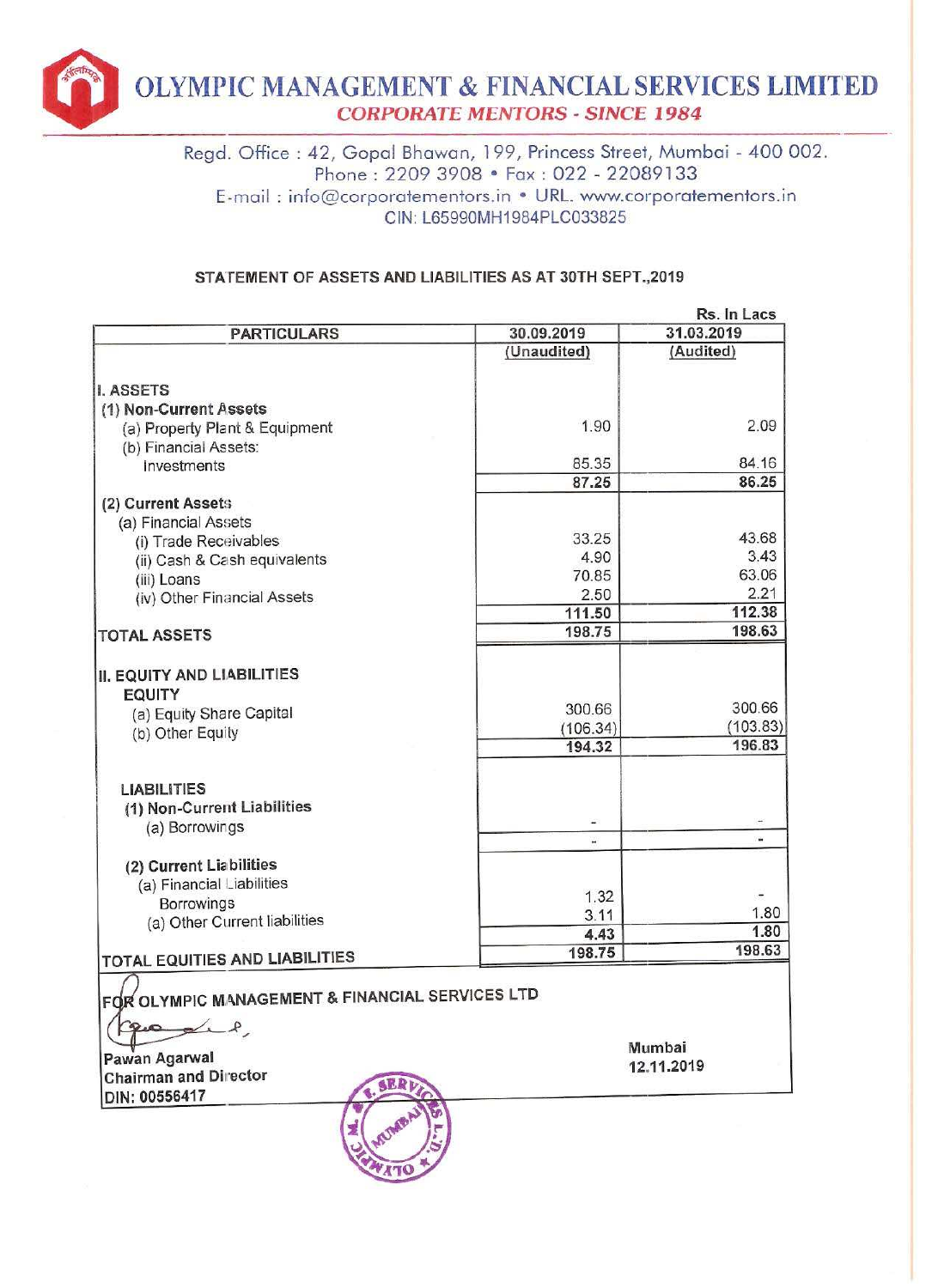# OLYMPIC MANAGEMENT & FINANCIAL SERVICES LIMITED

*CORPORATE MENTORS - SINCE 1984*

Regd. Office : 42, Gopal Bhawan, 199, Princess Street, Mumbai - 400 002.
Phone : 2209 3908 • Fax : 022 - 22089133
E-mail : info@corporatementors.in • URL. www.corporatementors.in
CIN: L65990MH1984PLC033825

**STATEMENT OF ASSETS AND LIABILITIES AS AT 30TH SEPT.,2019**

Rs. In Lacs

| PARTICULARS | 30.09.2019 | 31.03.2019 |
|---|---|---|
| | (Unaudited) | (Audited) |
| **I. ASSETS** | | |
| **(1) Non-Current Assets** | | |
| (a) Property Plant & Equipment | 1.90 | 2.09 |
| (b) Financial Assets: | | |
| Investments | 85.35 | 84.16 |
| | 87.25 | 86.25 |
| **(2) Current Assets** | | |
| (a) Financial Assets | | |
| (i) Trade Receivables | 33.25 | 43.68 |
| (ii) Cash & Cash equivalents | 4.90 | 3.43 |
| (iii) Loans | 70.85 | 63.06 |
| (iv) Other Financial Assets | 2.50 | 2.21 |
| | 111.50 | 112.38 |
| **TOTAL ASSETS** | 198.75 | 198.63 |
| **II. EQUITY AND LIABILITIES** | | |
| **EQUITY** | | |
| (a) Equity Share Capital | 300.66 | 300.66 |
| (b) Other Equity | (106.34) | (103.83) |
| | 194.32 | 196.83 |
| **LIABILITIES** | | |
| **(1) Non-Current Liabilities** | | |
| (a) Borrowings | - | - |
| | - | - |
| **(2) Current Liabilities** | | |
| (a) Financial Liabilities | | |
| Borrowings | 1.32 | - |
| (a) Other Current liabilities | 3.11 | 1.80 |
| | 4.43 | 1.80 |
| **TOTAL EQUITIES AND LIABILITIES** | 198.75 | 198.63 |

FOR OLYMPIC MANAGEMENT & FINANCIAL SERVICES LTD

Pawan Agarwal
Chairman and Director
DIN: 00556417

Mumbai
12.11.2019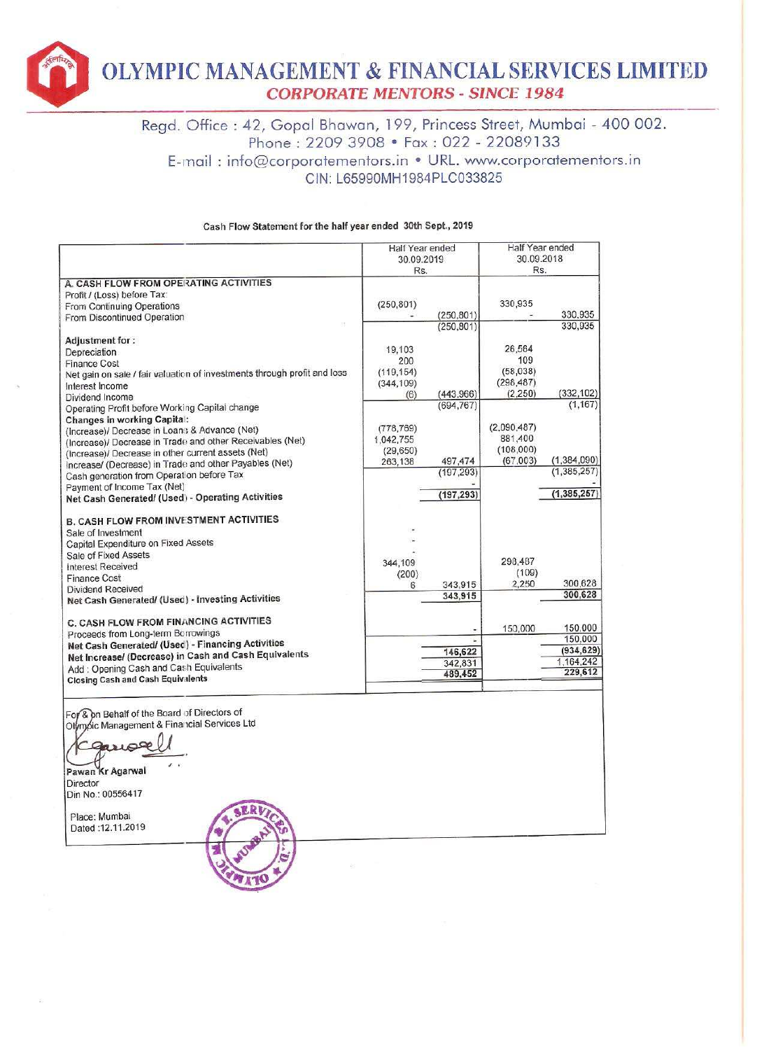# OLYMPIC MANAGEMENT & FINANCIAL SERVICES LIMITED

*CORPORATE MENTORS - SINCE 1984*

Regd. Office : 42, Gopal Bhawan, 199, Princess Street, Mumbai - 400 002.
Phone : 2209 3908 • Fax : 022 - 22089133
E-mail : info@corporatementors.in • URL. www.corporatementors.in
CIN: L65990MH1984PLC033825

**Cash Flow Statement for the half year ended 30th Sept., 2019**

| | Half Year ended 30.09.2019 Rs. | | Half Year ended 30.09.2018 Rs. | |
|---|---|---|---|---|
| **A. CASH FLOW FROM OPERATING ACTIVITIES** | | | | |
| Profit / (Loss) before Tax | | | | |
| From Continuing Operations | (250,801) | | 330,935 | |
| From Discontinued Operation | - | (250,801) | - | 330,935 |
| | | (250,801) | | 330,935 |
| **Adjustment for :** | | | | |
| Depreciation | 19,103 | | 26,564 | |
| Finance Cost | 200 | | 109 | |
| Net gain on sale / fair valuation of investments through profit and loss | (119,154) | | (58,038) | |
| Interest Income | (344,109) | | (298,487) | |
| Dividend Income | (6) | (443,966) | (2,250) | (332,102) |
| Operating Profit before Working Capital change | | (694,767) | | (1,167) |
| **Changes in working Capital:** | | | | |
| (Increase)/ Decrease in Loans & Advance (Net) | (778,769) | | (2,090,487) | |
| (Increase)/ Decrease in Trade and other Receivables (Net) | 1,042,755 | | 881,400 | |
| (Increase)/ Decrease in other current assets (Net) | (29,650) | | (108,000) | |
| Increase/ (Decrease) in Trade and other Payables (Net) | 263,138 | 497,474 | (67,003) | (1,384,090) |
| Cash generation from Operation before Tax | | (197,293) | | (1,385,257) |
| Payment of Income Tax (Net) | | - | | - |
| **Net Cash Generated/ (Used) - Operating Activities** | | (197,293) | | (1,385,257) |
| **B. CASH FLOW FROM INVESTMENT ACTIVITIES** | | | | |
| Sale of Investment | - | | | |
| Capital Expenditure on Fixed Assets | - | | | |
| Sale of Fixed Assets | - | | | |
| Interest Received | 344,109 | | 298,487 | |
| Finance Cost | (200) | | (109) | |
| Dividend Received | 6 | 343,915 | 2,250 | 300,628 |
| **Net Cash Generated/ (Used) - Investing Activities** | | 343,915 | | 300,628 |
| **C. CASH FLOW FROM FINANCING ACTIVITIES** | | | | |
| Proceeds from Long-term Borrowings | | - | 150,000 | 150,000 |
| **Net Cash Generated/ (Used) - Financing Activities** | | - | | 150,000 |
| **Net Increase/ (Decrease) in Cash and Cash Equivalents** | | 146,622 | | (934,629) |
| Add : Opening Cash and Cash Equivalents | | 342,831 | | 1,164,242 |
| **Closing Cash and Cash Equivalents** | | 489,452 | | 229,612 |

For & on Behalf of the Board of Directors of
Olympic Management & Financial Services Ltd

**Pawan Kr Agarwal**
Director
Din No.: 00556417

Place: Mumbai
Dated :12.11.2019